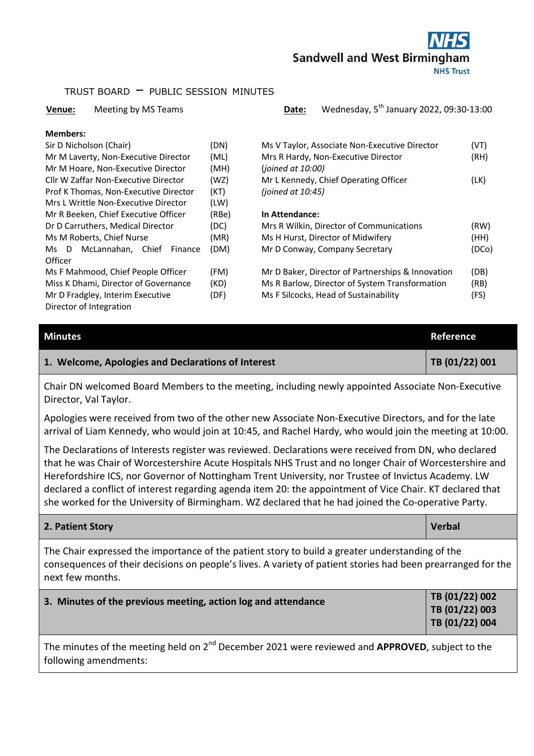**NHS**
**Sandwell and West Birmingham**
**NHS Trust**

# TRUST BOARD – PUBLIC SESSION MINUTES

**Venue:** Meeting by MS Teams **Date:** Wednesday, 5th January 2022, 09:30-13:00

**Members:**

| | | | |
|---|---|---|---|
| Sir D Nicholson (Chair) | (DN) | Ms V Taylor, Associate Non-Executive Director | (VT) |
| Mr M Laverty, Non-Executive Director | (ML) | Mrs R Hardy, Non-Executive Director *(joined at 10:00)* | (RH) |
| Mr M Hoare, Non-Executive Director | (MH) | | |
| Cllr W Zaffar Non-Executive Director | (WZ) | Mr L Kennedy, Chief Operating Officer *(joined at 10:45)* | (LK) |
| Prof K Thomas, Non-Executive Director | (KT) | | |
| Mrs L Writtle Non-Executive Director | (LW) | | |
| Mr R Beeken, Chief Executive Officer | (RBe) | **In Attendance:** | |
| Dr D Carruthers, Medical Director | (DC) | Mrs R Wilkin, Director of Communications | (RW) |
| Ms M Roberts, Chief Nurse | (MR) | Ms H Hurst, Director of Midwifery | (HH) |
| Ms D McLannahan, Chief Finance Officer | (DM) | Mr D Conway, Company Secretary | (DCo) |
| Ms F Mahmood, Chief People Officer | (FM) | Mr D Baker, Director of Partnerships & Innovation | (DB) |
| Miss K Dhami, Director of Governance | (KD) | Ms R Barlow, Director of System Transformation | (RB) |
| Mr D Fradgley, Interim Executive Director of Integration | (DF) | Ms F Silcocks, Head of Sustainability | (FS) |

| Minutes | Reference |
|---|---|
| **1. Welcome, Apologies and Declarations of Interest** | **TB (01/22) 001** |

Chair DN welcomed Board Members to the meeting, including newly appointed Associate Non-Executive Director, Val Taylor.

Apologies were received from two of the other new Associate Non-Executive Directors, and for the late arrival of Liam Kennedy, who would join at 10:45, and Rachel Hardy, who would join the meeting at 10:00.

The Declarations of Interests register was reviewed. Declarations were received from DN, who declared that he was Chair of Worcestershire Acute Hospitals NHS Trust and no longer Chair of Worcestershire and Herefordshire ICS, nor Governor of Nottingham Trent University, nor Trustee of Invictus Academy. LW declared a conflict of interest regarding agenda item 20: the appointment of Vice Chair. KT declared that she worked for the University of Birmingham. WZ declared that he had joined the Co-operative Party.

| | |
|---|---|
| **2. Patient Story** | **Verbal** |

The Chair expressed the importance of the patient story to build a greater understanding of the consequences of their decisions on people's lives. A variety of patient stories had been prearranged for the next few months.

| | |
|---|---|
| **3. Minutes of the previous meeting, action log and attendance** | **TB (01/22) 002**<br>**TB (01/22) 003**<br>**TB (01/22) 004** |

The minutes of the meeting held on 2nd December 2021 were reviewed and **APPROVED**, subject to the following amendments: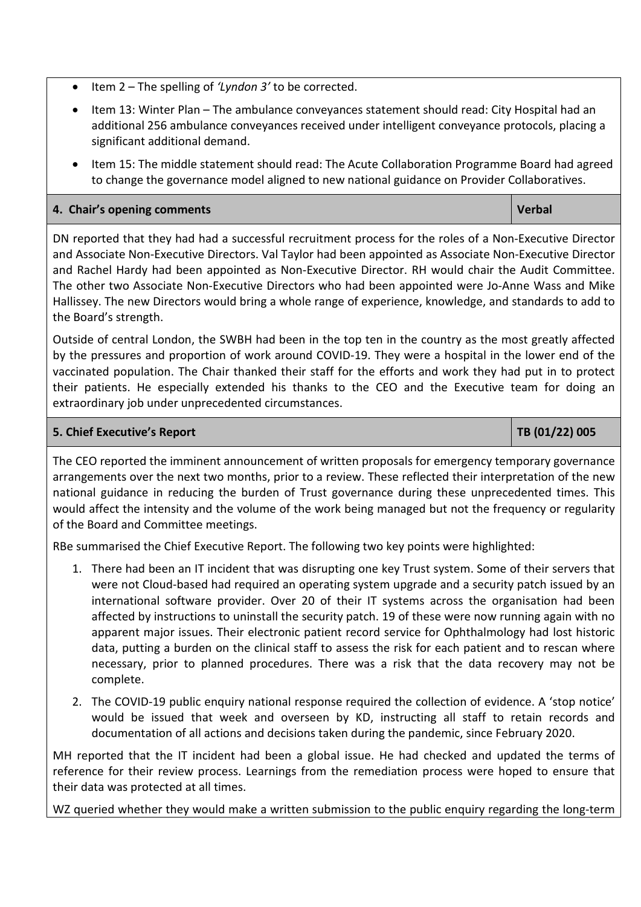- Item 2 – The spelling of *'Lyndon 3'* to be corrected.
- Item 13: Winter Plan – The ambulance conveyances statement should read: City Hospital had an additional 256 ambulance conveyances received under intelligent conveyance protocols, placing a significant additional demand.
- Item 15: The middle statement should read: The Acute Collaboration Programme Board had agreed to change the governance model aligned to new national guidance on Provider Collaboratives.

| **4. Chair's opening comments** | **Verbal** |
|---|---|

DN reported that they had had a successful recruitment process for the roles of a Non-Executive Director and Associate Non-Executive Directors. Val Taylor had been appointed as Associate Non-Executive Director and Rachel Hardy had been appointed as Non-Executive Director. RH would chair the Audit Committee. The other two Associate Non-Executive Directors who had been appointed were Jo-Anne Wass and Mike Hallissey. The new Directors would bring a whole range of experience, knowledge, and standards to add to the Board's strength.

Outside of central London, the SWBH had been in the top ten in the country as the most greatly affected by the pressures and proportion of work around COVID-19. They were a hospital in the lower end of the vaccinated population. The Chair thanked their staff for the efforts and work they had put in to protect their patients. He especially extended his thanks to the CEO and the Executive team for doing an extraordinary job under unprecedented circumstances.

| **5. Chief Executive's Report** | **TB (01/22) 005** |
|---|---|

The CEO reported the imminent announcement of written proposals for emergency temporary governance arrangements over the next two months, prior to a review. These reflected their interpretation of the new national guidance in reducing the burden of Trust governance during these unprecedented times. This would affect the intensity and the volume of the work being managed but not the frequency or regularity of the Board and Committee meetings.

RBe summarised the Chief Executive Report. The following two key points were highlighted:

1. There had been an IT incident that was disrupting one key Trust system. Some of their servers that were not Cloud-based had required an operating system upgrade and a security patch issued by an international software provider. Over 20 of their IT systems across the organisation had been affected by instructions to uninstall the security patch. 19 of these were now running again with no apparent major issues. Their electronic patient record service for Ophthalmology had lost historic data, putting a burden on the clinical staff to assess the risk for each patient and to rescan where necessary, prior to planned procedures. There was a risk that the data recovery may not be complete.
2. The COVID-19 public enquiry national response required the collection of evidence. A 'stop notice' would be issued that week and overseen by KD, instructing all staff to retain records and documentation of all actions and decisions taken during the pandemic, since February 2020.

MH reported that the IT incident had been a global issue. He had checked and updated the terms of reference for their review process. Learnings from the remediation process were hoped to ensure that their data was protected at all times.

WZ queried whether they would make a written submission to the public enquiry regarding the long-term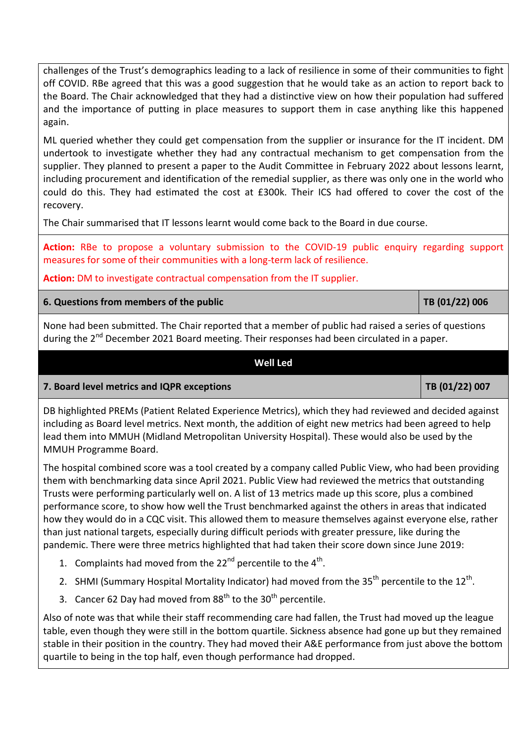challenges of the Trust's demographics leading to a lack of resilience in some of their communities to fight off COVID. RBe agreed that this was a good suggestion that he would take as an action to report back to the Board. The Chair acknowledged that they had a distinctive view on how their population had suffered and the importance of putting in place measures to support them in case anything like this happened again.

ML queried whether they could get compensation from the supplier or insurance for the IT incident. DM undertook to investigate whether they had any contractual mechanism to get compensation from the supplier. They planned to present a paper to the Audit Committee in February 2022 about lessons learnt, including procurement and identification of the remedial supplier, as there was only one in the world who could do this. They had estimated the cost at £300k. Their ICS had offered to cover the cost of the recovery.

The Chair summarised that IT lessons learnt would come back to the Board in due course.

**Action:** RBe to propose a voluntary submission to the COVID-19 public enquiry regarding support measures for some of their communities with a long-term lack of resilience.

**Action:** DM to investigate contractual compensation from the IT supplier.

| **6. Questions from members of the public** | **TB (01/22) 006** |
|---|---|

None had been submitted. The Chair reported that a member of public had raised a series of questions during the 2nd December 2021 Board meeting. Their responses had been circulated in a paper.

## Well Led

| **7. Board level metrics and IQPR exceptions** | **TB (01/22) 007** |
|---|---|

DB highlighted PREMs (Patient Related Experience Metrics), which they had reviewed and decided against including as Board level metrics. Next month, the addition of eight new metrics had been agreed to help lead them into MMUH (Midland Metropolitan University Hospital). These would also be used by the MMUH Programme Board.

The hospital combined score was a tool created by a company called Public View, who had been providing them with benchmarking data since April 2021. Public View had reviewed the metrics that outstanding Trusts were performing particularly well on. A list of 13 metrics made up this score, plus a combined performance score, to show how well the Trust benchmarked against the others in areas that indicated how they would do in a CQC visit. This allowed them to measure themselves against everyone else, rather than just national targets, especially during difficult periods with greater pressure, like during the pandemic. There were three metrics highlighted that had taken their score down since June 2019:

1. Complaints had moved from the 22nd percentile to the 4th.
2. SHMI (Summary Hospital Mortality Indicator) had moved from the 35th percentile to the 12th.
3. Cancer 62 Day had moved from 88th to the 30th percentile.

Also of note was that while their staff recommending care had fallen, the Trust had moved up the league table, even though they were still in the bottom quartile. Sickness absence had gone up but they remained stable in their position in the country. They had moved their A&E performance from just above the bottom quartile to being in the top half, even though performance had dropped.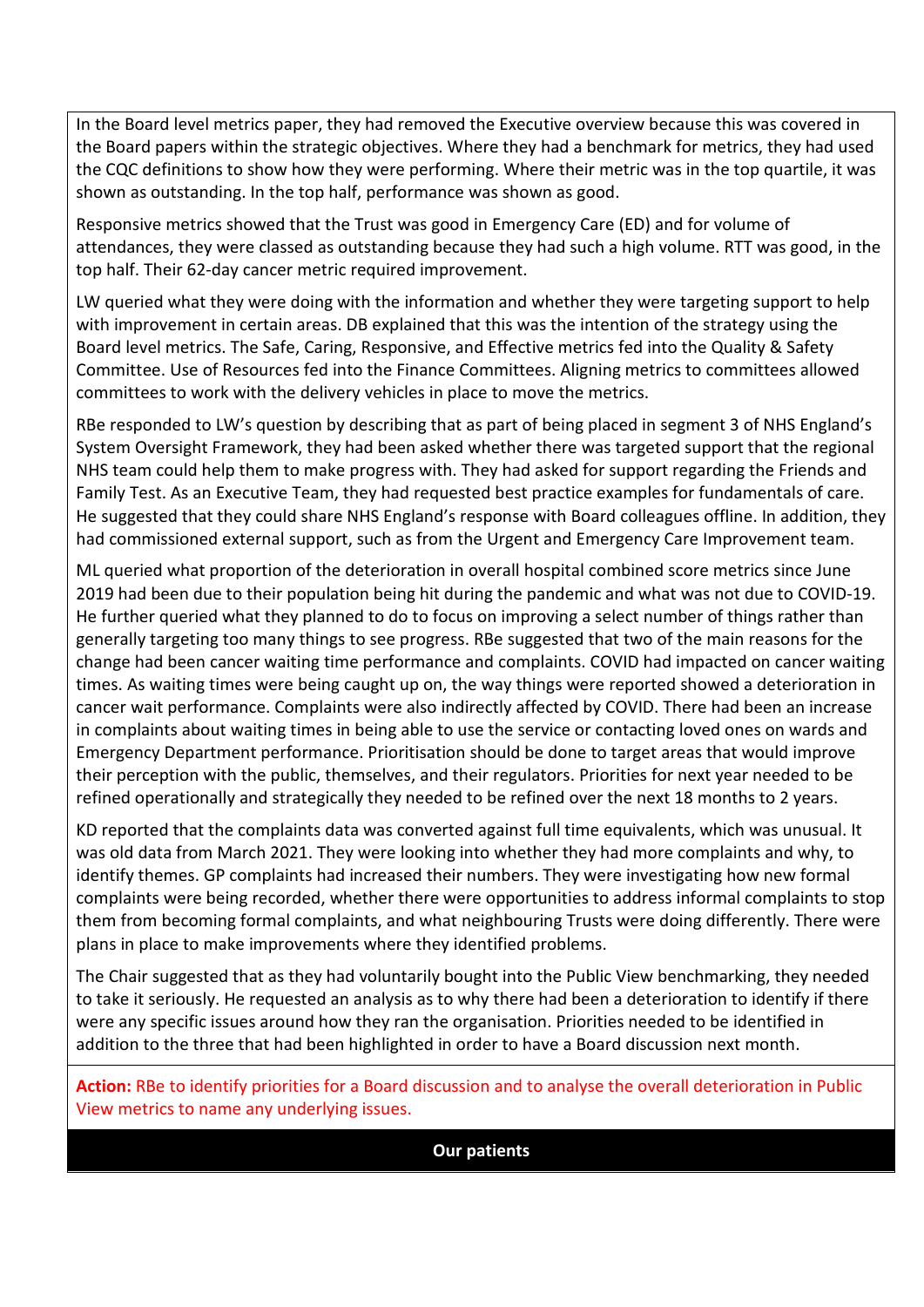In the Board level metrics paper, they had removed the Executive overview because this was covered in the Board papers within the strategic objectives. Where they had a benchmark for metrics, they had used the CQC definitions to show how they were performing. Where their metric was in the top quartile, it was shown as outstanding. In the top half, performance was shown as good.

Responsive metrics showed that the Trust was good in Emergency Care (ED) and for volume of attendances, they were classed as outstanding because they had such a high volume. RTT was good, in the top half. Their 62-day cancer metric required improvement.

LW queried what they were doing with the information and whether they were targeting support to help with improvement in certain areas. DB explained that this was the intention of the strategy using the Board level metrics. The Safe, Caring, Responsive, and Effective metrics fed into the Quality & Safety Committee. Use of Resources fed into the Finance Committees. Aligning metrics to committees allowed committees to work with the delivery vehicles in place to move the metrics.

RBe responded to LW's question by describing that as part of being placed in segment 3 of NHS England's System Oversight Framework, they had been asked whether there was targeted support that the regional NHS team could help them to make progress with. They had asked for support regarding the Friends and Family Test. As an Executive Team, they had requested best practice examples for fundamentals of care. He suggested that they could share NHS England's response with Board colleagues offline. In addition, they had commissioned external support, such as from the Urgent and Emergency Care Improvement team.

ML queried what proportion of the deterioration in overall hospital combined score metrics since June 2019 had been due to their population being hit during the pandemic and what was not due to COVID-19. He further queried what they planned to do to focus on improving a select number of things rather than generally targeting too many things to see progress. RBe suggested that two of the main reasons for the change had been cancer waiting time performance and complaints. COVID had impacted on cancer waiting times. As waiting times were being caught up on, the way things were reported showed a deterioration in cancer wait performance. Complaints were also indirectly affected by COVID. There had been an increase in complaints about waiting times in being able to use the service or contacting loved ones on wards and Emergency Department performance. Prioritisation should be done to target areas that would improve their perception with the public, themselves, and their regulators. Priorities for next year needed to be refined operationally and strategically they needed to be refined over the next 18 months to 2 years.

KD reported that the complaints data was converted against full time equivalents, which was unusual. It was old data from March 2021. They were looking into whether they had more complaints and why, to identify themes. GP complaints had increased their numbers. They were investigating how new formal complaints were being recorded, whether there were opportunities to address informal complaints to stop them from becoming formal complaints, and what neighbouring Trusts were doing differently. There were plans in place to make improvements where they identified problems.

The Chair suggested that as they had voluntarily bought into the Public View benchmarking, they needed to take it seriously. He requested an analysis as to why there had been a deterioration to identify if there were any specific issues around how they ran the organisation. Priorities needed to be identified in addition to the three that had been highlighted in order to have a Board discussion next month.

**Action:** RBe to identify priorities for a Board discussion and to analyse the overall deterioration in Public View metrics to name any underlying issues.

**Our patients**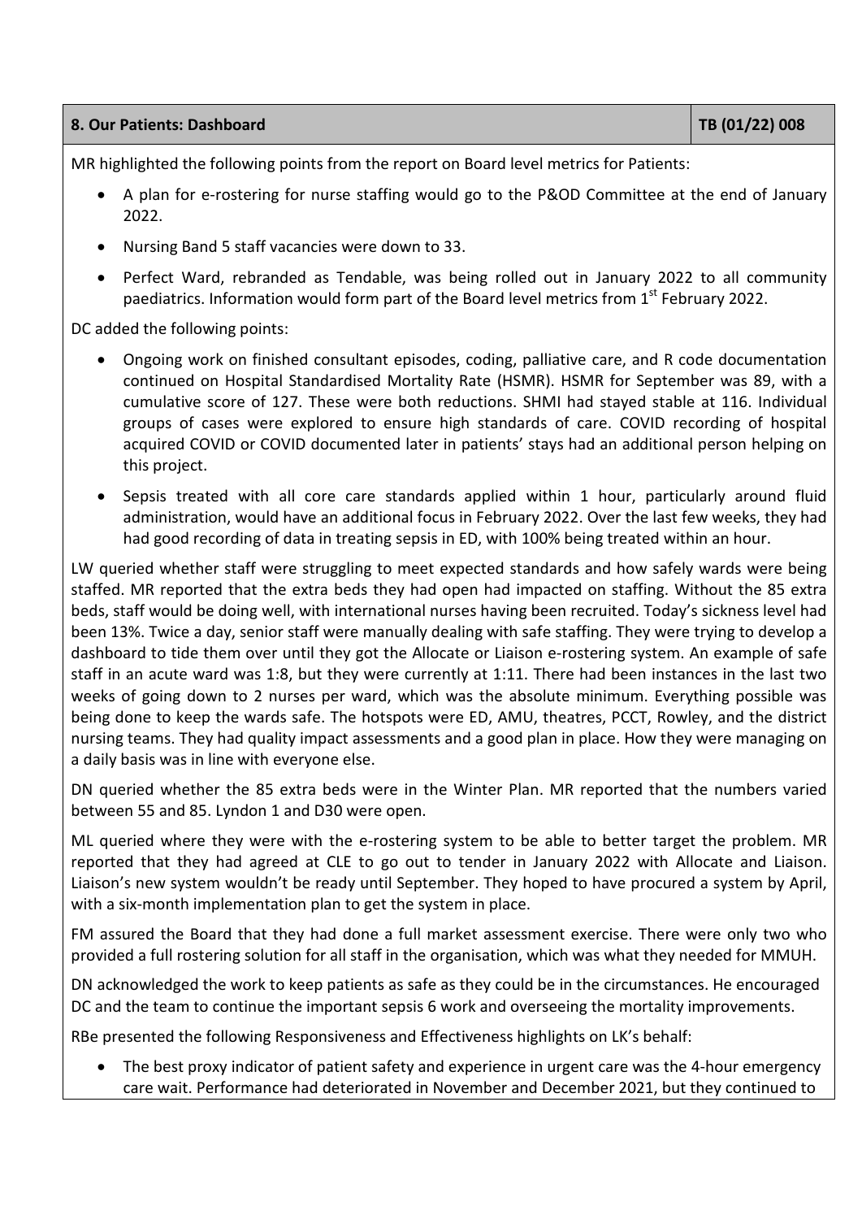| 8. Our Patients: Dashboard | TB (01/22) 008 |
| --- | --- |

MR highlighted the following points from the report on Board level metrics for Patients:

- A plan for e-rostering for nurse staffing would go to the P&OD Committee at the end of January 2022.
- Nursing Band 5 staff vacancies were down to 33.
- Perfect Ward, rebranded as Tendable, was being rolled out in January 2022 to all community paediatrics. Information would form part of the Board level metrics from 1st February 2022.

DC added the following points:

- Ongoing work on finished consultant episodes, coding, palliative care, and R code documentation continued on Hospital Standardised Mortality Rate (HSMR). HSMR for September was 89, with a cumulative score of 127. These were both reductions. SHMI had stayed stable at 116. Individual groups of cases were explored to ensure high standards of care. COVID recording of hospital acquired COVID or COVID documented later in patients' stays had an additional person helping on this project.
- Sepsis treated with all core care standards applied within 1 hour, particularly around fluid administration, would have an additional focus in February 2022. Over the last few weeks, they had had good recording of data in treating sepsis in ED, with 100% being treated within an hour.

LW queried whether staff were struggling to meet expected standards and how safely wards were being staffed. MR reported that the extra beds they had open had impacted on staffing. Without the 85 extra beds, staff would be doing well, with international nurses having been recruited. Today's sickness level had been 13%. Twice a day, senior staff were manually dealing with safe staffing. They were trying to develop a dashboard to tide them over until they got the Allocate or Liaison e-rostering system. An example of safe staff in an acute ward was 1:8, but they were currently at 1:11. There had been instances in the last two weeks of going down to 2 nurses per ward, which was the absolute minimum. Everything possible was being done to keep the wards safe. The hotspots were ED, AMU, theatres, PCCT, Rowley, and the district nursing teams. They had quality impact assessments and a good plan in place. How they were managing on a daily basis was in line with everyone else.

DN queried whether the 85 extra beds were in the Winter Plan. MR reported that the numbers varied between 55 and 85. Lyndon 1 and D30 were open.

ML queried where they were with the e-rostering system to be able to better target the problem. MR reported that they had agreed at CLE to go out to tender in January 2022 with Allocate and Liaison. Liaison's new system wouldn't be ready until September. They hoped to have procured a system by April, with a six-month implementation plan to get the system in place.

FM assured the Board that they had done a full market assessment exercise. There were only two who provided a full rostering solution for all staff in the organisation, which was what they needed for MMUH.

DN acknowledged the work to keep patients as safe as they could be in the circumstances. He encouraged DC and the team to continue the important sepsis 6 work and overseeing the mortality improvements.

RBe presented the following Responsiveness and Effectiveness highlights on LK's behalf:

- The best proxy indicator of patient safety and experience in urgent care was the 4-hour emergency care wait. Performance had deteriorated in November and December 2021, but they continued to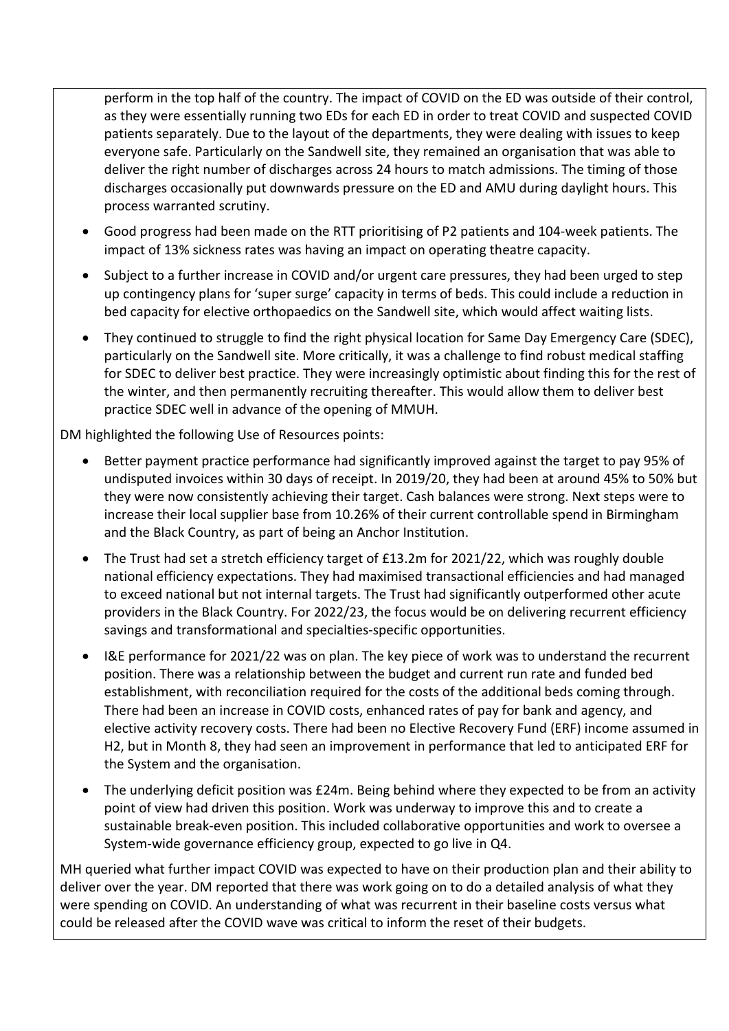perform in the top half of the country. The impact of COVID on the ED was outside of their control, as they were essentially running two EDs for each ED in order to treat COVID and suspected COVID patients separately. Due to the layout of the departments, they were dealing with issues to keep everyone safe. Particularly on the Sandwell site, they remained an organisation that was able to deliver the right number of discharges across 24 hours to match admissions. The timing of those discharges occasionally put downwards pressure on the ED and AMU during daylight hours. This process warranted scrutiny.

- Good progress had been made on the RTT prioritising of P2 patients and 104-week patients. The impact of 13% sickness rates was having an impact on operating theatre capacity.
- Subject to a further increase in COVID and/or urgent care pressures, they had been urged to step up contingency plans for 'super surge' capacity in terms of beds. This could include a reduction in bed capacity for elective orthopaedics on the Sandwell site, which would affect waiting lists.
- They continued to struggle to find the right physical location for Same Day Emergency Care (SDEC), particularly on the Sandwell site. More critically, it was a challenge to find robust medical staffing for SDEC to deliver best practice. They were increasingly optimistic about finding this for the rest of the winter, and then permanently recruiting thereafter. This would allow them to deliver best practice SDEC well in advance of the opening of MMUH.

DM highlighted the following Use of Resources points:

- Better payment practice performance had significantly improved against the target to pay 95% of undisputed invoices within 30 days of receipt. In 2019/20, they had been at around 45% to 50% but they were now consistently achieving their target. Cash balances were strong. Next steps were to increase their local supplier base from 10.26% of their current controllable spend in Birmingham and the Black Country, as part of being an Anchor Institution.
- The Trust had set a stretch efficiency target of £13.2m for 2021/22, which was roughly double national efficiency expectations. They had maximised transactional efficiencies and had managed to exceed national but not internal targets. The Trust had significantly outperformed other acute providers in the Black Country. For 2022/23, the focus would be on delivering recurrent efficiency savings and transformational and specialties-specific opportunities.
- I&E performance for 2021/22 was on plan. The key piece of work was to understand the recurrent position. There was a relationship between the budget and current run rate and funded bed establishment, with reconciliation required for the costs of the additional beds coming through. There had been an increase in COVID costs, enhanced rates of pay for bank and agency, and elective activity recovery costs. There had been no Elective Recovery Fund (ERF) income assumed in H2, but in Month 8, they had seen an improvement in performance that led to anticipated ERF for the System and the organisation.
- The underlying deficit position was £24m. Being behind where they expected to be from an activity point of view had driven this position. Work was underway to improve this and to create a sustainable break-even position. This included collaborative opportunities and work to oversee a System-wide governance efficiency group, expected to go live in Q4.

MH queried what further impact COVID was expected to have on their production plan and their ability to deliver over the year. DM reported that there was work going on to do a detailed analysis of what they were spending on COVID. An understanding of what was recurrent in their baseline costs versus what could be released after the COVID wave was critical to inform the reset of their budgets.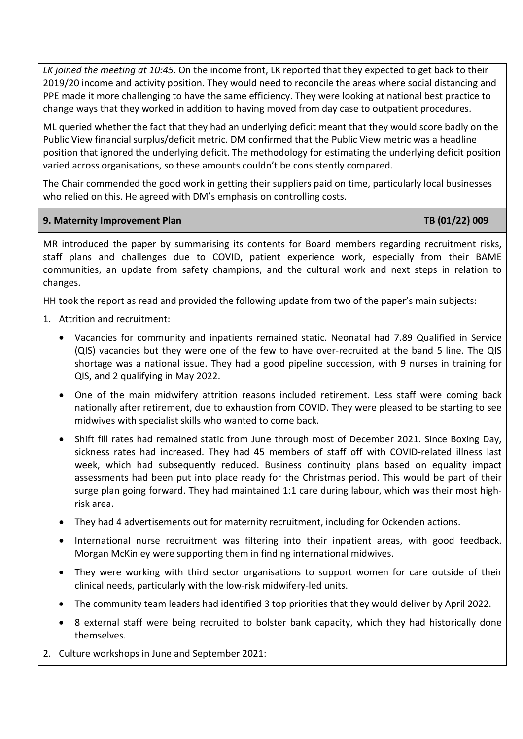*LK joined the meeting at 10:45.* On the income front, LK reported that they expected to get back to their 2019/20 income and activity position. They would need to reconcile the areas where social distancing and PPE made it more challenging to have the same efficiency. They were looking at national best practice to change ways that they worked in addition to having moved from day case to outpatient procedures.

ML queried whether the fact that they had an underlying deficit meant that they would score badly on the Public View financial surplus/deficit metric. DM confirmed that the Public View metric was a headline position that ignored the underlying deficit. The methodology for estimating the underlying deficit position varied across organisations, so these amounts couldn't be consistently compared.

The Chair commended the good work in getting their suppliers paid on time, particularly local businesses who relied on this. He agreed with DM's emphasis on controlling costs.

| **9. Maternity Improvement Plan** | **TB (01/22) 009** |
|---|---|

MR introduced the paper by summarising its contents for Board members regarding recruitment risks, staff plans and challenges due to COVID, patient experience work, especially from their BAME communities, an update from safety champions, and the cultural work and next steps in relation to changes.

HH took the report as read and provided the following update from two of the paper's main subjects:

1. Attrition and recruitment:
   - Vacancies for community and inpatients remained static. Neonatal had 7.89 Qualified in Service (QIS) vacancies but they were one of the few to have over-recruited at the band 5 line. The QIS shortage was a national issue. They had a good pipeline succession, with 9 nurses in training for QIS, and 2 qualifying in May 2022.
   - One of the main midwifery attrition reasons included retirement. Less staff were coming back nationally after retirement, due to exhaustion from COVID. They were pleased to be starting to see midwives with specialist skills who wanted to come back.
   - Shift fill rates had remained static from June through most of December 2021. Since Boxing Day, sickness rates had increased. They had 45 members of staff off with COVID-related illness last week, which had subsequently reduced. Business continuity plans based on equality impact assessments had been put into place ready for the Christmas period. This would be part of their surge plan going forward. They had maintained 1:1 care during labour, which was their most high-risk area.
   - They had 4 advertisements out for maternity recruitment, including for Ockenden actions.
   - International nurse recruitment was filtering into their inpatient areas, with good feedback. Morgan McKinley were supporting them in finding international midwives.
   - They were working with third sector organisations to support women for care outside of their clinical needs, particularly with the low-risk midwifery-led units.
   - The community team leaders had identified 3 top priorities that they would deliver by April 2022.
   - 8 external staff were being recruited to bolster bank capacity, which they had historically done themselves.
2. Culture workshops in June and September 2021: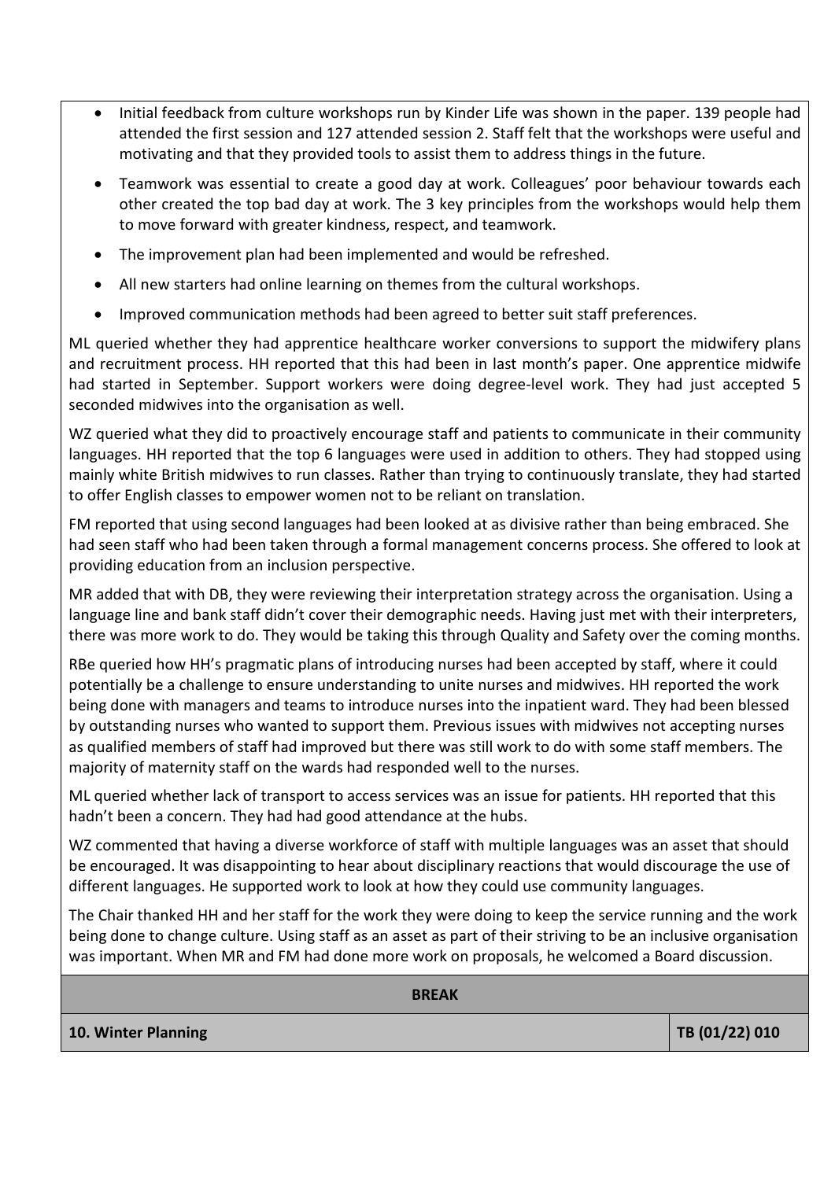- Initial feedback from culture workshops run by Kinder Life was shown in the paper. 139 people had attended the first session and 127 attended session 2. Staff felt that the workshops were useful and motivating and that they provided tools to assist them to address things in the future.
- Teamwork was essential to create a good day at work. Colleagues' poor behaviour towards each other created the top bad day at work. The 3 key principles from the workshops would help them to move forward with greater kindness, respect, and teamwork.
- The improvement plan had been implemented and would be refreshed.
- All new starters had online learning on themes from the cultural workshops.
- Improved communication methods had been agreed to better suit staff preferences.

ML queried whether they had apprentice healthcare worker conversions to support the midwifery plans and recruitment process. HH reported that this had been in last month's paper. One apprentice midwife had started in September. Support workers were doing degree-level work. They had just accepted 5 seconded midwives into the organisation as well.

WZ queried what they did to proactively encourage staff and patients to communicate in their community languages. HH reported that the top 6 languages were used in addition to others. They had stopped using mainly white British midwives to run classes. Rather than trying to continuously translate, they had started to offer English classes to empower women not to be reliant on translation.

FM reported that using second languages had been looked at as divisive rather than being embraced. She had seen staff who had been taken through a formal management concerns process. She offered to look at providing education from an inclusion perspective.

MR added that with DB, they were reviewing their interpretation strategy across the organisation. Using a language line and bank staff didn't cover their demographic needs. Having just met with their interpreters, there was more work to do. They would be taking this through Quality and Safety over the coming months.

RBe queried how HH's pragmatic plans of introducing nurses had been accepted by staff, where it could potentially be a challenge to ensure understanding to unite nurses and midwives. HH reported the work being done with managers and teams to introduce nurses into the inpatient ward. They had been blessed by outstanding nurses who wanted to support them. Previous issues with midwives not accepting nurses as qualified members of staff had improved but there was still work to do with some staff members. The majority of maternity staff on the wards had responded well to the nurses.

ML queried whether lack of transport to access services was an issue for patients. HH reported that this hadn't been a concern. They had had good attendance at the hubs.

WZ commented that having a diverse workforce of staff with multiple languages was an asset that should be encouraged. It was disappointing to hear about disciplinary reactions that would discourage the use of different languages. He supported work to look at how they could use community languages.

The Chair thanked HH and her staff for the work they were doing to keep the service running and the work being done to change culture. Using staff as an asset as part of their striving to be an inclusive organisation was important. When MR and FM had done more work on proposals, he welcomed a Board discussion.

| **BREAK** | |
|---|---|
| **10. Winter Planning** | **TB (01/22) 010** |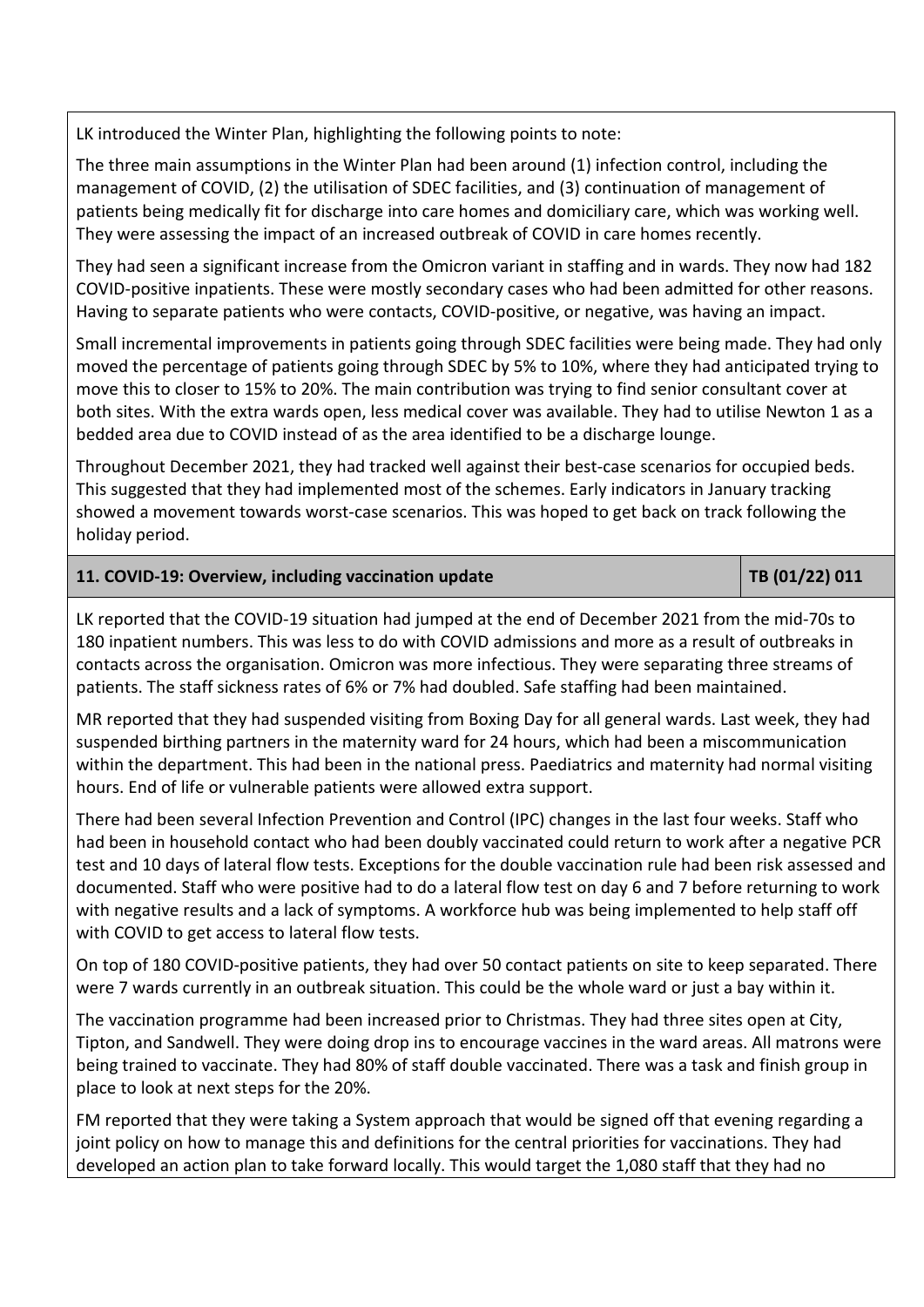LK introduced the Winter Plan, highlighting the following points to note:

The three main assumptions in the Winter Plan had been around (1) infection control, including the management of COVID, (2) the utilisation of SDEC facilities, and (3) continuation of management of patients being medically fit for discharge into care homes and domiciliary care, which was working well. They were assessing the impact of an increased outbreak of COVID in care homes recently.

They had seen a significant increase from the Omicron variant in staffing and in wards. They now had 182 COVID-positive inpatients. These were mostly secondary cases who had been admitted for other reasons. Having to separate patients who were contacts, COVID-positive, or negative, was having an impact.

Small incremental improvements in patients going through SDEC facilities were being made. They had only moved the percentage of patients going through SDEC by 5% to 10%, where they had anticipated trying to move this to closer to 15% to 20%. The main contribution was trying to find senior consultant cover at both sites. With the extra wards open, less medical cover was available. They had to utilise Newton 1 as a bedded area due to COVID instead of as the area identified to be a discharge lounge.

Throughout December 2021, they had tracked well against their best-case scenarios for occupied beds. This suggested that they had implemented most of the schemes. Early indicators in January tracking showed a movement towards worst-case scenarios. This was hoped to get back on track following the holiday period.

| **11. COVID-19: Overview, including vaccination update** | **TB (01/22) 011** |
|---|---|

LK reported that the COVID-19 situation had jumped at the end of December 2021 from the mid-70s to 180 inpatient numbers. This was less to do with COVID admissions and more as a result of outbreaks in contacts across the organisation. Omicron was more infectious. They were separating three streams of patients. The staff sickness rates of 6% or 7% had doubled. Safe staffing had been maintained.

MR reported that they had suspended visiting from Boxing Day for all general wards. Last week, they had suspended birthing partners in the maternity ward for 24 hours, which had been a miscommunication within the department. This had been in the national press. Paediatrics and maternity had normal visiting hours. End of life or vulnerable patients were allowed extra support.

There had been several Infection Prevention and Control (IPC) changes in the last four weeks. Staff who had been in household contact who had been doubly vaccinated could return to work after a negative PCR test and 10 days of lateral flow tests. Exceptions for the double vaccination rule had been risk assessed and documented. Staff who were positive had to do a lateral flow test on day 6 and 7 before returning to work with negative results and a lack of symptoms. A workforce hub was being implemented to help staff off with COVID to get access to lateral flow tests.

On top of 180 COVID-positive patients, they had over 50 contact patients on site to keep separated. There were 7 wards currently in an outbreak situation. This could be the whole ward or just a bay within it.

The vaccination programme had been increased prior to Christmas. They had three sites open at City, Tipton, and Sandwell. They were doing drop ins to encourage vaccines in the ward areas. All matrons were being trained to vaccinate. They had 80% of staff double vaccinated. There was a task and finish group in place to look at next steps for the 20%.

FM reported that they were taking a System approach that would be signed off that evening regarding a joint policy on how to manage this and definitions for the central priorities for vaccinations. They had developed an action plan to take forward locally. This would target the 1,080 staff that they had no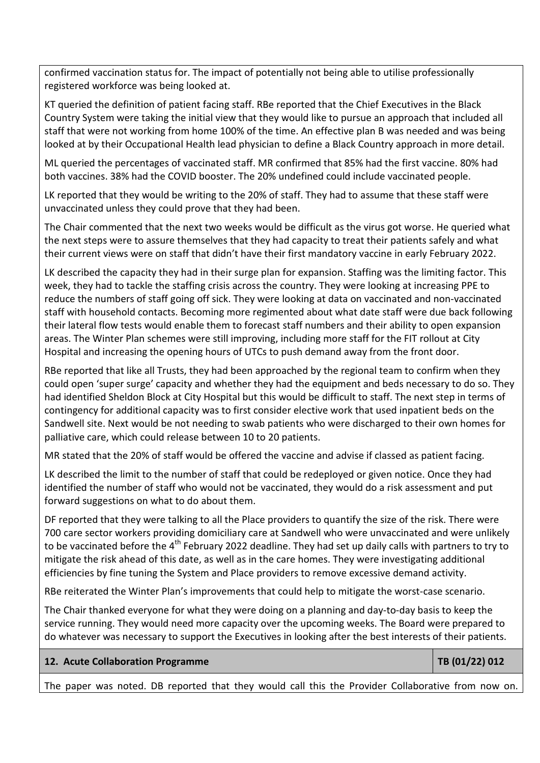confirmed vaccination status for. The impact of potentially not being able to utilise professionally registered workforce was being looked at.

KT queried the definition of patient facing staff. RBe reported that the Chief Executives in the Black Country System were taking the initial view that they would like to pursue an approach that included all staff that were not working from home 100% of the time. An effective plan B was needed and was being looked at by their Occupational Health lead physician to define a Black Country approach in more detail.

ML queried the percentages of vaccinated staff. MR confirmed that 85% had the first vaccine. 80% had both vaccines. 38% had the COVID booster. The 20% undefined could include vaccinated people.

LK reported that they would be writing to the 20% of staff. They had to assume that these staff were unvaccinated unless they could prove that they had been.

The Chair commented that the next two weeks would be difficult as the virus got worse. He queried what the next steps were to assure themselves that they had capacity to treat their patients safely and what their current views were on staff that didn't have their first mandatory vaccine in early February 2022.

LK described the capacity they had in their surge plan for expansion. Staffing was the limiting factor. This week, they had to tackle the staffing crisis across the country. They were looking at increasing PPE to reduce the numbers of staff going off sick. They were looking at data on vaccinated and non-vaccinated staff with household contacts. Becoming more regimented about what date staff were due back following their lateral flow tests would enable them to forecast staff numbers and their ability to open expansion areas. The Winter Plan schemes were still improving, including more staff for the FIT rollout at City Hospital and increasing the opening hours of UTCs to push demand away from the front door.

RBe reported that like all Trusts, they had been approached by the regional team to confirm when they could open 'super surge' capacity and whether they had the equipment and beds necessary to do so. They had identified Sheldon Block at City Hospital but this would be difficult to staff. The next step in terms of contingency for additional capacity was to first consider elective work that used inpatient beds on the Sandwell site. Next would be not needing to swab patients who were discharged to their own homes for palliative care, which could release between 10 to 20 patients.

MR stated that the 20% of staff would be offered the vaccine and advise if classed as patient facing.

LK described the limit to the number of staff that could be redeployed or given notice. Once they had identified the number of staff who would not be vaccinated, they would do a risk assessment and put forward suggestions on what to do about them.

DF reported that they were talking to all the Place providers to quantify the size of the risk. There were 700 care sector workers providing domiciliary care at Sandwell who were unvaccinated and were unlikely to be vaccinated before the 4th February 2022 deadline. They had set up daily calls with partners to try to mitigate the risk ahead of this date, as well as in the care homes. They were investigating additional efficiencies by fine tuning the System and Place providers to remove excessive demand activity.

RBe reiterated the Winter Plan's improvements that could help to mitigate the worst-case scenario.

The Chair thanked everyone for what they were doing on a planning and day-to-day basis to keep the service running. They would need more capacity over the upcoming weeks. The Board were prepared to do whatever was necessary to support the Executives in looking after the best interests of their patients.

| **12. Acute Collaboration Programme** | **TB (01/22) 012** |
|---|---|

The paper was noted. DB reported that they would call this the Provider Collaborative from now on.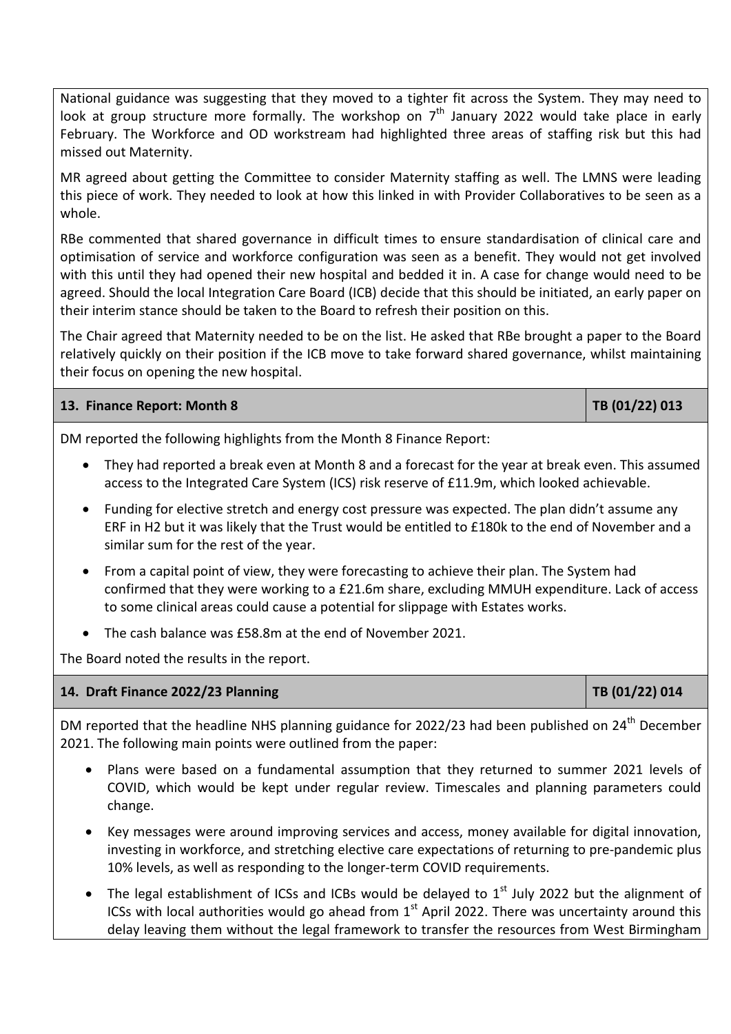National guidance was suggesting that they moved to a tighter fit across the System. They may need to look at group structure more formally. The workshop on 7th January 2022 would take place in early February. The Workforce and OD workstream had highlighted three areas of staffing risk but this had missed out Maternity.

MR agreed about getting the Committee to consider Maternity staffing as well. The LMNS were leading this piece of work. They needed to look at how this linked in with Provider Collaboratives to be seen as a whole.

RBe commented that shared governance in difficult times to ensure standardisation of clinical care and optimisation of service and workforce configuration was seen as a benefit. They would not get involved with this until they had opened their new hospital and bedded it in. A case for change would need to be agreed. Should the local Integration Care Board (ICB) decide that this should be initiated, an early paper on their interim stance should be taken to the Board to refresh their position on this.

The Chair agreed that Maternity needed to be on the list. He asked that RBe brought a paper to the Board relatively quickly on their position if the ICB move to take forward shared governance, whilst maintaining their focus on opening the new hospital.

| **13. Finance Report: Month 8** | **TB (01/22) 013** |
|---|---|

DM reported the following highlights from the Month 8 Finance Report:

- They had reported a break even at Month 8 and a forecast for the year at break even. This assumed access to the Integrated Care System (ICS) risk reserve of £11.9m, which looked achievable.
- Funding for elective stretch and energy cost pressure was expected. The plan didn't assume any ERF in H2 but it was likely that the Trust would be entitled to £180k to the end of November and a similar sum for the rest of the year.
- From a capital point of view, they were forecasting to achieve their plan. The System had confirmed that they were working to a £21.6m share, excluding MMUH expenditure. Lack of access to some clinical areas could cause a potential for slippage with Estates works.
- The cash balance was £58.8m at the end of November 2021.

The Board noted the results in the report.

| **14. Draft Finance 2022/23 Planning** | **TB (01/22) 014** |
|---|---|

DM reported that the headline NHS planning guidance for 2022/23 had been published on 24th December 2021. The following main points were outlined from the paper:

- Plans were based on a fundamental assumption that they returned to summer 2021 levels of COVID, which would be kept under regular review. Timescales and planning parameters could change.
- Key messages were around improving services and access, money available for digital innovation, investing in workforce, and stretching elective care expectations of returning to pre-pandemic plus 10% levels, as well as responding to the longer-term COVID requirements.
- The legal establishment of ICSs and ICBs would be delayed to 1st July 2022 but the alignment of ICSs with local authorities would go ahead from 1st April 2022. There was uncertainty around this delay leaving them without the legal framework to transfer the resources from West Birmingham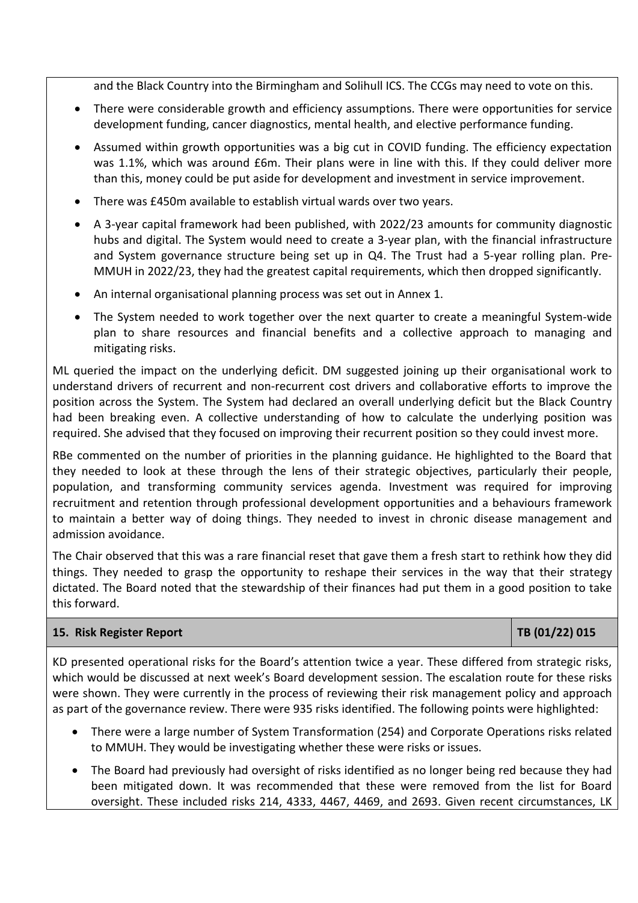and the Black Country into the Birmingham and Solihull ICS. The CCGs may need to vote on this.

- There were considerable growth and efficiency assumptions. There were opportunities for service development funding, cancer diagnostics, mental health, and elective performance funding.
- Assumed within growth opportunities was a big cut in COVID funding. The efficiency expectation was 1.1%, which was around £6m. Their plans were in line with this. If they could deliver more than this, money could be put aside for development and investment in service improvement.
- There was £450m available to establish virtual wards over two years.
- A 3-year capital framework had been published, with 2022/23 amounts for community diagnostic hubs and digital. The System would need to create a 3-year plan, with the financial infrastructure and System governance structure being set up in Q4. The Trust had a 5-year rolling plan. Pre-MMUH in 2022/23, they had the greatest capital requirements, which then dropped significantly.
- An internal organisational planning process was set out in Annex 1.
- The System needed to work together over the next quarter to create a meaningful System-wide plan to share resources and financial benefits and a collective approach to managing and mitigating risks.

ML queried the impact on the underlying deficit. DM suggested joining up their organisational work to understand drivers of recurrent and non-recurrent cost drivers and collaborative efforts to improve the position across the System. The System had declared an overall underlying deficit but the Black Country had been breaking even. A collective understanding of how to calculate the underlying position was required. She advised that they focused on improving their recurrent position so they could invest more.

RBe commented on the number of priorities in the planning guidance. He highlighted to the Board that they needed to look at these through the lens of their strategic objectives, particularly their people, population, and transforming community services agenda. Investment was required for improving recruitment and retention through professional development opportunities and a behaviours framework to maintain a better way of doing things. They needed to invest in chronic disease management and admission avoidance.

The Chair observed that this was a rare financial reset that gave them a fresh start to rethink how they did things. They needed to grasp the opportunity to reshape their services in the way that their strategy dictated. The Board noted that the stewardship of their finances had put them in a good position to take this forward.

| **15. Risk Register Report** | **TB (01/22) 015** |
|---|---|

KD presented operational risks for the Board's attention twice a year. These differed from strategic risks, which would be discussed at next week's Board development session. The escalation route for these risks were shown. They were currently in the process of reviewing their risk management policy and approach as part of the governance review. There were 935 risks identified. The following points were highlighted:

- There were a large number of System Transformation (254) and Corporate Operations risks related to MMUH. They would be investigating whether these were risks or issues.
- The Board had previously had oversight of risks identified as no longer being red because they had been mitigated down. It was recommended that these were removed from the list for Board oversight. These included risks 214, 4333, 4467, 4469, and 2693. Given recent circumstances, LK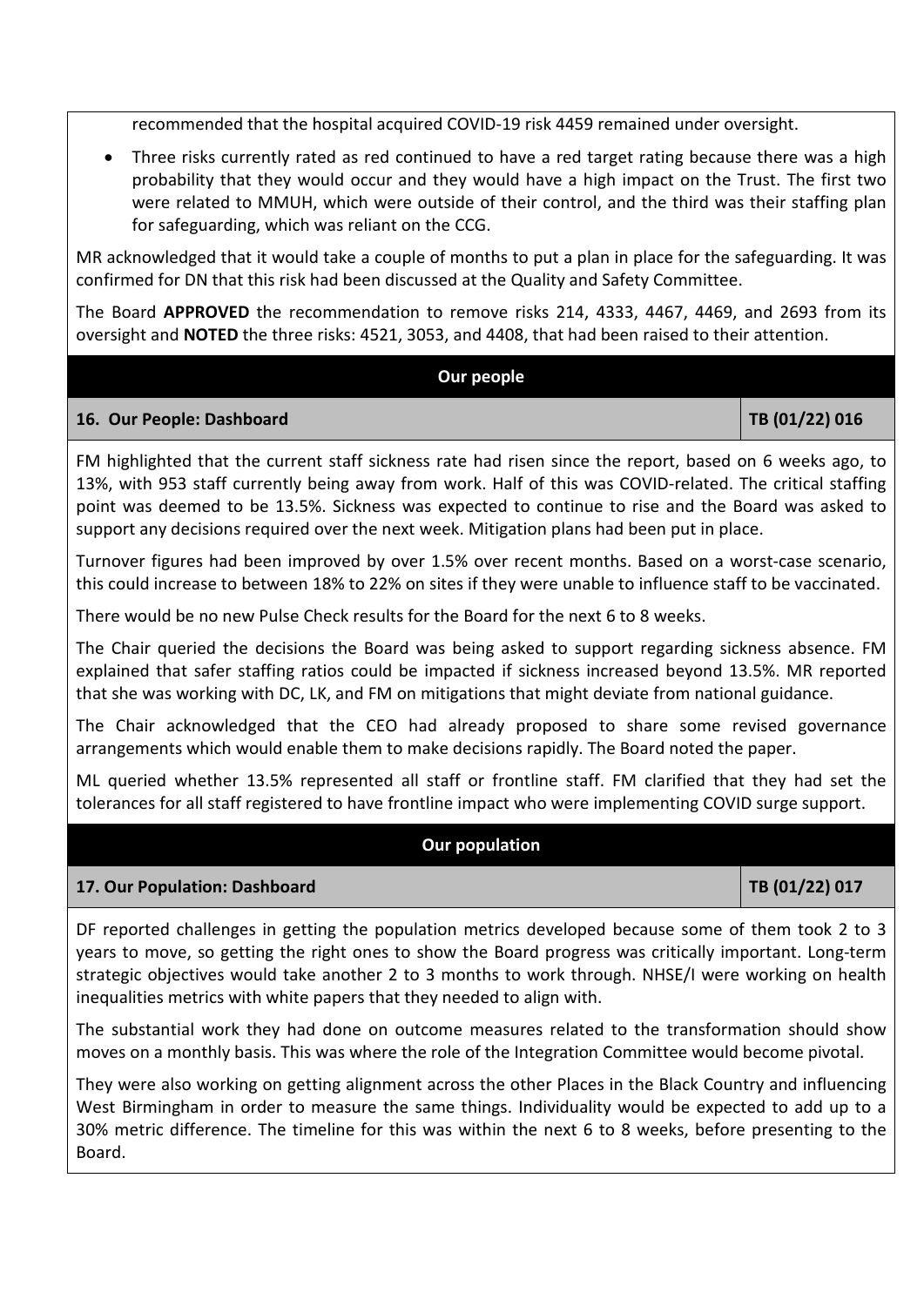recommended that the hospital acquired COVID-19 risk 4459 remained under oversight.

- Three risks currently rated as red continued to have a red target rating because there was a high probability that they would occur and they would have a high impact on the Trust. The first two were related to MMUH, which were outside of their control, and the third was their staffing plan for safeguarding, which was reliant on the CCG.

MR acknowledged that it would take a couple of months to put a plan in place for the safeguarding. It was confirmed for DN that this risk had been discussed at the Quality and Safety Committee.

The Board **APPROVED** the recommendation to remove risks 214, 4333, 4467, 4469, and 2693 from its oversight and **NOTED** the three risks: 4521, 3053, and 4408, that had been raised to their attention.

## Our people

### 16. Our People: Dashboard — TB (01/22) 016

FM highlighted that the current staff sickness rate had risen since the report, based on 6 weeks ago, to 13%, with 953 staff currently being away from work. Half of this was COVID-related. The critical staffing point was deemed to be 13.5%. Sickness was expected to continue to rise and the Board was asked to support any decisions required over the next week. Mitigation plans had been put in place.

Turnover figures had been improved by over 1.5% over recent months. Based on a worst-case scenario, this could increase to between 18% to 22% on sites if they were unable to influence staff to be vaccinated.

There would be no new Pulse Check results for the Board for the next 6 to 8 weeks.

The Chair queried the decisions the Board was being asked to support regarding sickness absence. FM explained that safer staffing ratios could be impacted if sickness increased beyond 13.5%. MR reported that she was working with DC, LK, and FM on mitigations that might deviate from national guidance.

The Chair acknowledged that the CEO had already proposed to share some revised governance arrangements which would enable them to make decisions rapidly. The Board noted the paper.

ML queried whether 13.5% represented all staff or frontline staff. FM clarified that they had set the tolerances for all staff registered to have frontline impact who were implementing COVID surge support.

## Our population

### 17. Our Population: Dashboard — TB (01/22) 017

DF reported challenges in getting the population metrics developed because some of them took 2 to 3 years to move, so getting the right ones to show the Board progress was critically important. Long-term strategic objectives would take another 2 to 3 months to work through. NHSE/I were working on health inequalities metrics with white papers that they needed to align with.

The substantial work they had done on outcome measures related to the transformation should show moves on a monthly basis. This was where the role of the Integration Committee would become pivotal.

They were also working on getting alignment across the other Places in the Black Country and influencing West Birmingham in order to measure the same things. Individuality would be expected to add up to a 30% metric difference. The timeline for this was within the next 6 to 8 weeks, before presenting to the Board.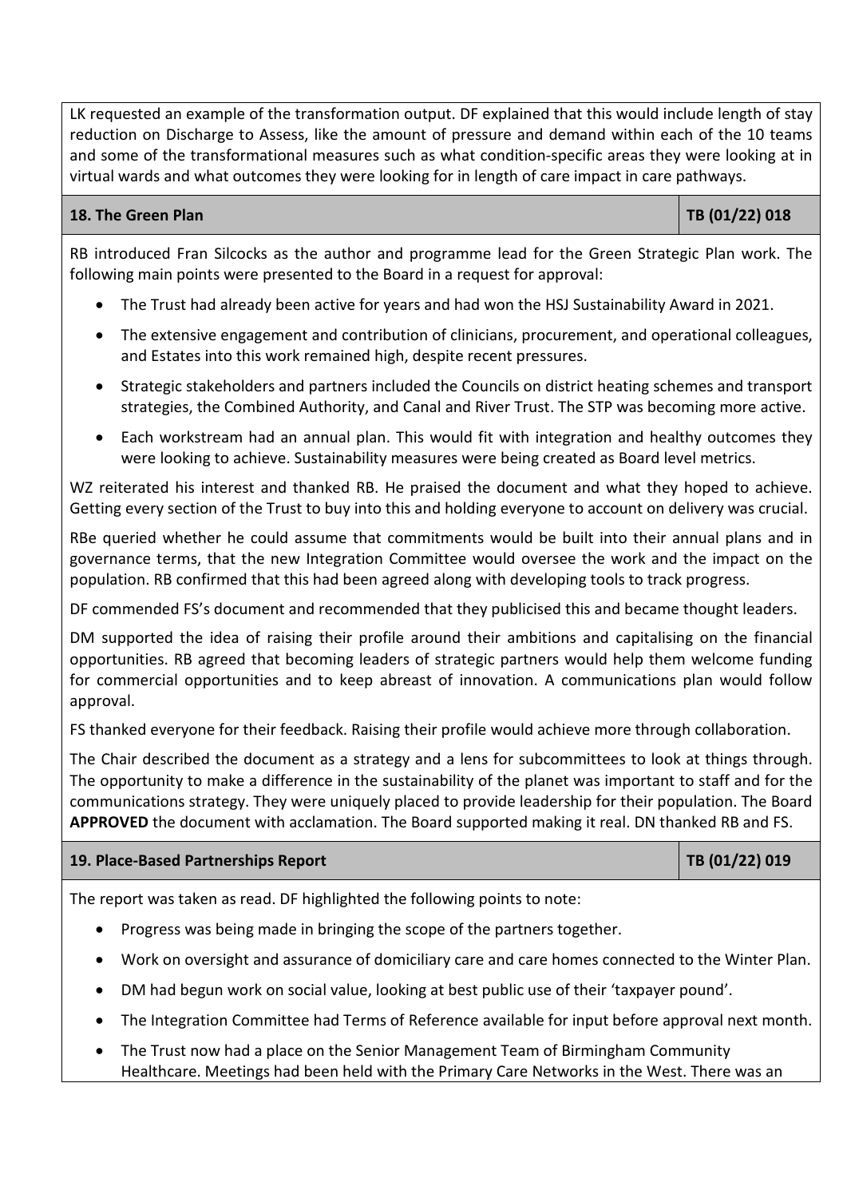LK requested an example of the transformation output. DF explained that this would include length of stay reduction on Discharge to Assess, like the amount of pressure and demand within each of the 10 teams and some of the transformational measures such as what condition-specific areas they were looking at in virtual wards and what outcomes they were looking for in length of care impact in care pathways.

| **18. The Green Plan** | **TB (01/22) 018** |
|---|---|

RB introduced Fran Silcocks as the author and programme lead for the Green Strategic Plan work. The following main points were presented to the Board in a request for approval:

- The Trust had already been active for years and had won the HSJ Sustainability Award in 2021.
- The extensive engagement and contribution of clinicians, procurement, and operational colleagues, and Estates into this work remained high, despite recent pressures.
- Strategic stakeholders and partners included the Councils on district heating schemes and transport strategies, the Combined Authority, and Canal and River Trust. The STP was becoming more active.
- Each workstream had an annual plan. This would fit with integration and healthy outcomes they were looking to achieve. Sustainability measures were being created as Board level metrics.

WZ reiterated his interest and thanked RB. He praised the document and what they hoped to achieve. Getting every section of the Trust to buy into this and holding everyone to account on delivery was crucial.

RBe queried whether he could assume that commitments would be built into their annual plans and in governance terms, that the new Integration Committee would oversee the work and the impact on the population. RB confirmed that this had been agreed along with developing tools to track progress.

DF commended FS's document and recommended that they publicised this and became thought leaders.

DM supported the idea of raising their profile around their ambitions and capitalising on the financial opportunities. RB agreed that becoming leaders of strategic partners would help them welcome funding for commercial opportunities and to keep abreast of innovation. A communications plan would follow approval.

FS thanked everyone for their feedback. Raising their profile would achieve more through collaboration.

The Chair described the document as a strategy and a lens for subcommittees to look at things through. The opportunity to make a difference in the sustainability of the planet was important to staff and for the communications strategy. They were uniquely placed to provide leadership for their population. The Board **APPROVED** the document with acclamation. The Board supported making it real. DN thanked RB and FS.

| **19. Place-Based Partnerships Report** | **TB (01/22) 019** |
|---|---|

The report was taken as read. DF highlighted the following points to note:

- Progress was being made in bringing the scope of the partners together.
- Work on oversight and assurance of domiciliary care and care homes connected to the Winter Plan.
- DM had begun work on social value, looking at best public use of their 'taxpayer pound'.
- The Integration Committee had Terms of Reference available for input before approval next month.
- The Trust now had a place on the Senior Management Team of Birmingham Community Healthcare. Meetings had been held with the Primary Care Networks in the West. There was an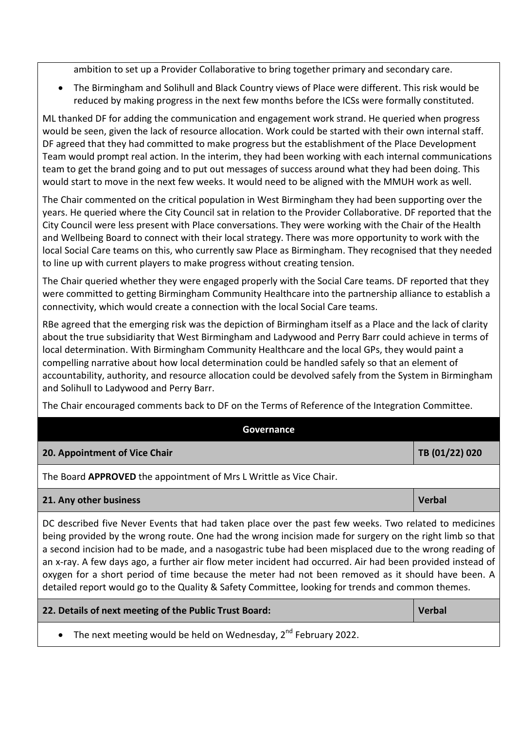ambition to set up a Provider Collaborative to bring together primary and secondary care.

- The Birmingham and Solihull and Black Country views of Place were different. This risk would be reduced by making progress in the next few months before the ICSs were formally constituted.

ML thanked DF for adding the communication and engagement work strand. He queried when progress would be seen, given the lack of resource allocation. Work could be started with their own internal staff. DF agreed that they had committed to make progress but the establishment of the Place Development Team would prompt real action. In the interim, they had been working with each internal communications team to get the brand going and to put out messages of success around what they had been doing. This would start to move in the next few weeks. It would need to be aligned with the MMUH work as well.

The Chair commented on the critical population in West Birmingham they had been supporting over the years. He queried where the City Council sat in relation to the Provider Collaborative. DF reported that the City Council were less present with Place conversations. They were working with the Chair of the Health and Wellbeing Board to connect with their local strategy. There was more opportunity to work with the local Social Care teams on this, who currently saw Place as Birmingham. They recognised that they needed to line up with current players to make progress without creating tension.

The Chair queried whether they were engaged properly with the Social Care teams. DF reported that they were committed to getting Birmingham Community Healthcare into the partnership alliance to establish a connectivity, which would create a connection with the local Social Care teams.

RBe agreed that the emerging risk was the depiction of Birmingham itself as a Place and the lack of clarity about the true subsidiarity that West Birmingham and Ladywood and Perry Barr could achieve in terms of local determination. With Birmingham Community Healthcare and the local GPs, they would paint a compelling narrative about how local determination could be handled safely so that an element of accountability, authority, and resource allocation could be devolved safely from the System in Birmingham and Solihull to Ladywood and Perry Barr.

The Chair encouraged comments back to DF on the Terms of Reference of the Integration Committee.

## Governance

| **20. Appointment of Vice Chair** | **TB (01/22) 020** |
|---|---|

The Board **APPROVED** the appointment of Mrs L Writtle as Vice Chair.

| **21. Any other business** | **Verbal** |
|---|---|

DC described five Never Events that had taken place over the past few weeks. Two related to medicines being provided by the wrong route. One had the wrong incision made for surgery on the right limb so that a second incision had to be made, and a nasogastric tube had been misplaced due to the wrong reading of an x-ray. A few days ago, a further air flow meter incident had occurred. Air had been provided instead of oxygen for a short period of time because the meter had not been removed as it should have been. A detailed report would go to the Quality & Safety Committee, looking for trends and common themes.

| **22. Details of next meeting of the Public Trust Board:** | **Verbal** |
|---|---|

- The next meeting would be held on Wednesday, 2nd February 2022.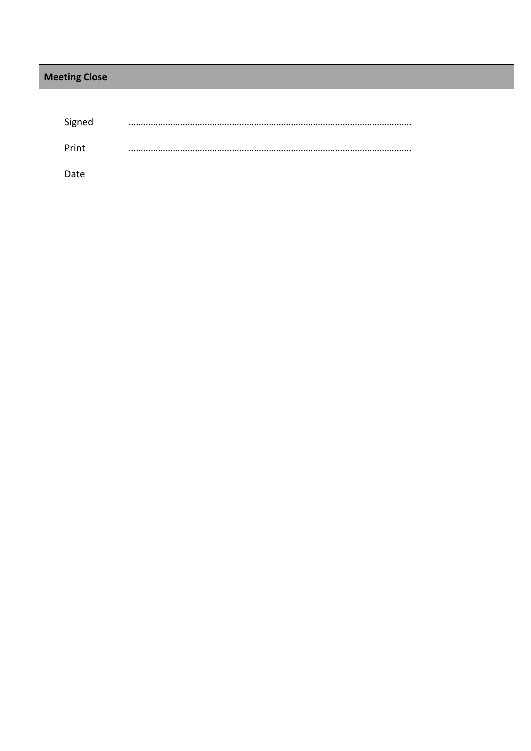## Meeting Close

Signed ………………………………………………………………………………………………….

Print ………………………………………………………………………………………………….

Date